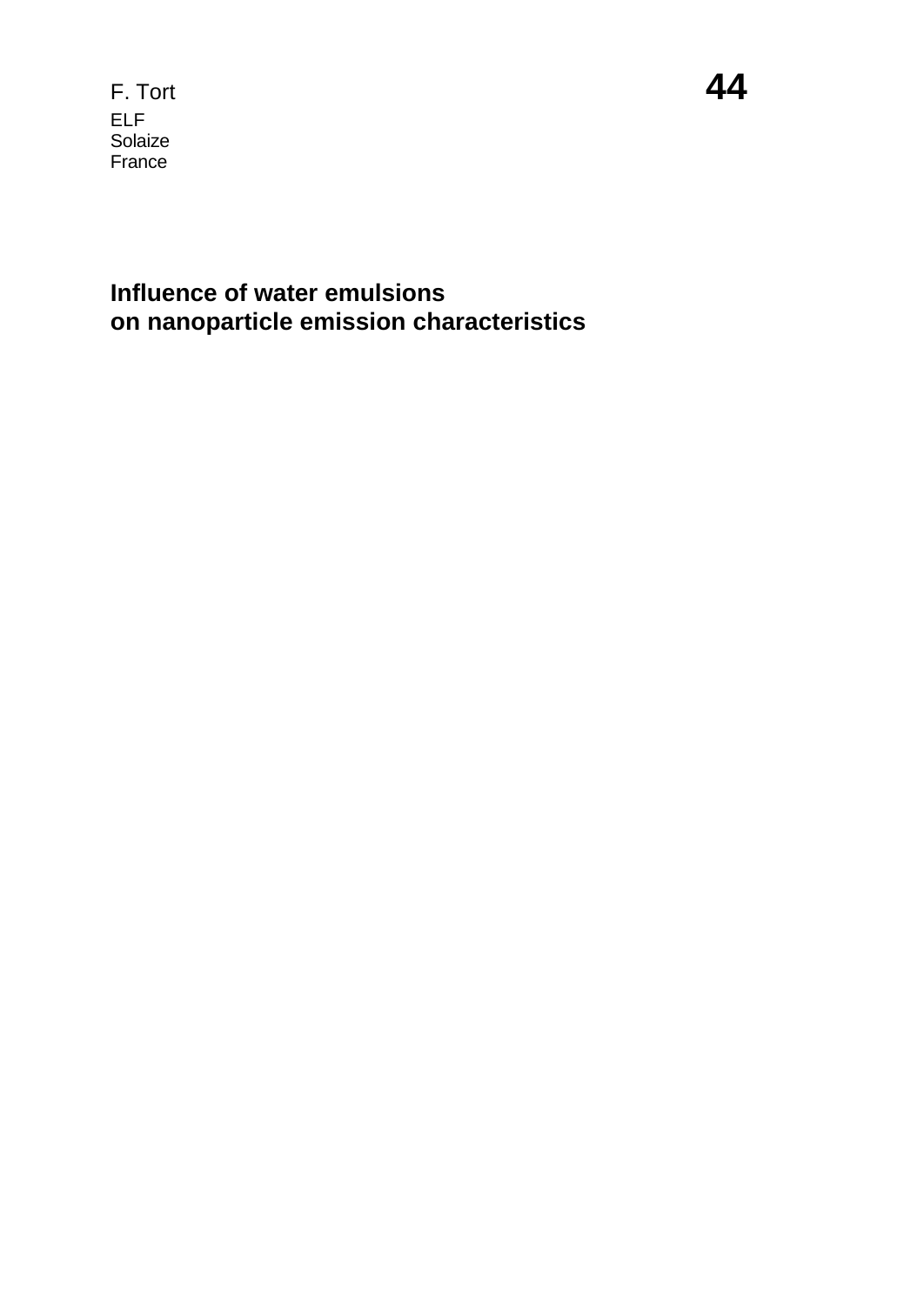F. Tort

ELF
Solaize
France

**44**

# Influence of water emulsions on nanoparticle emission characteristics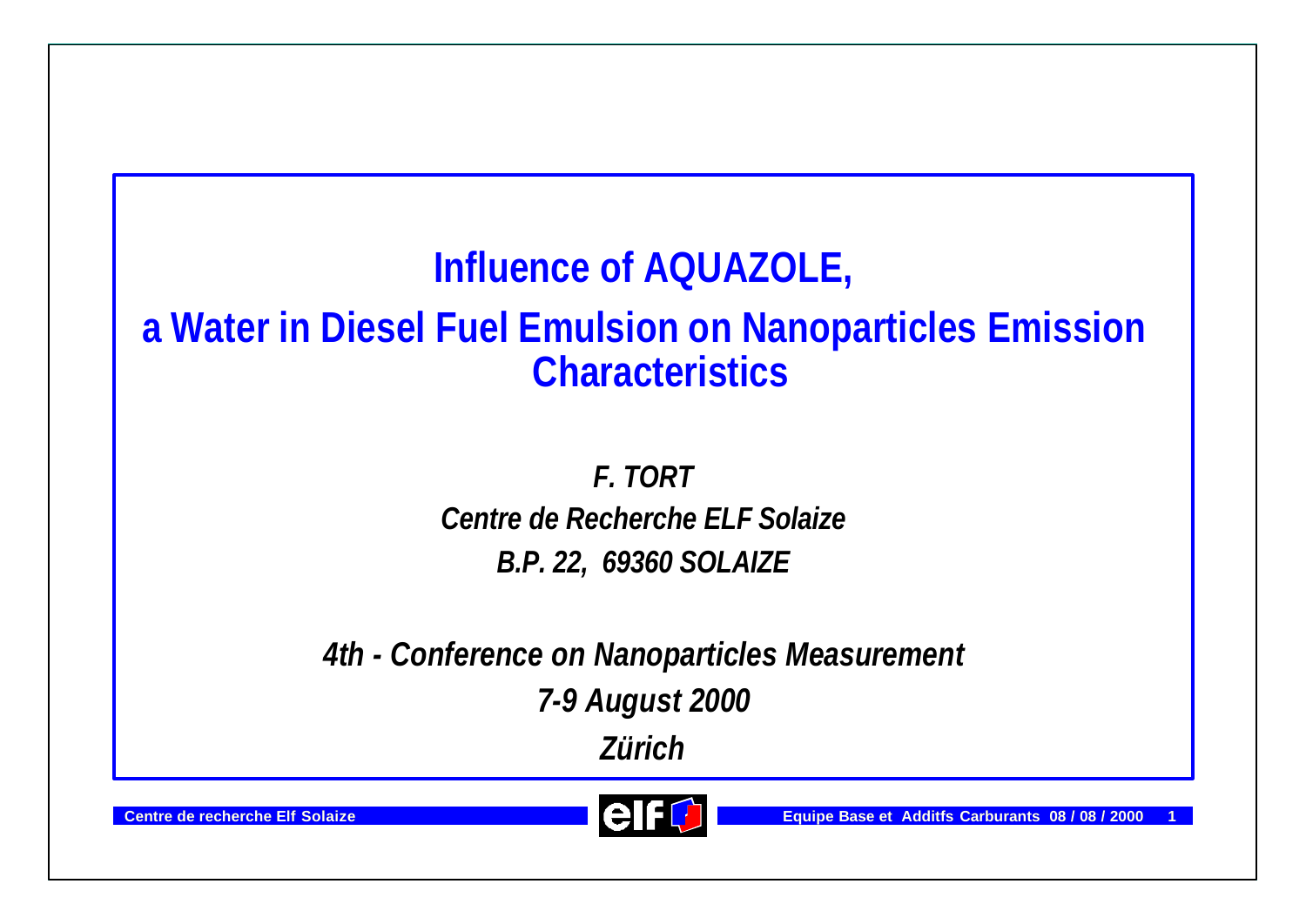# Influence of AQUAZOLE, a Water in Diesel Fuel Emulsion on Nanoparticles Emission Characteristics

*F. TORT*

*Centre de Recherche ELF Solaize*

*B.P. 22, 69360 SOLAIZE*

*4th - Conference on Nanoparticles Measurement*

*7-9 August 2000*

*Zürich*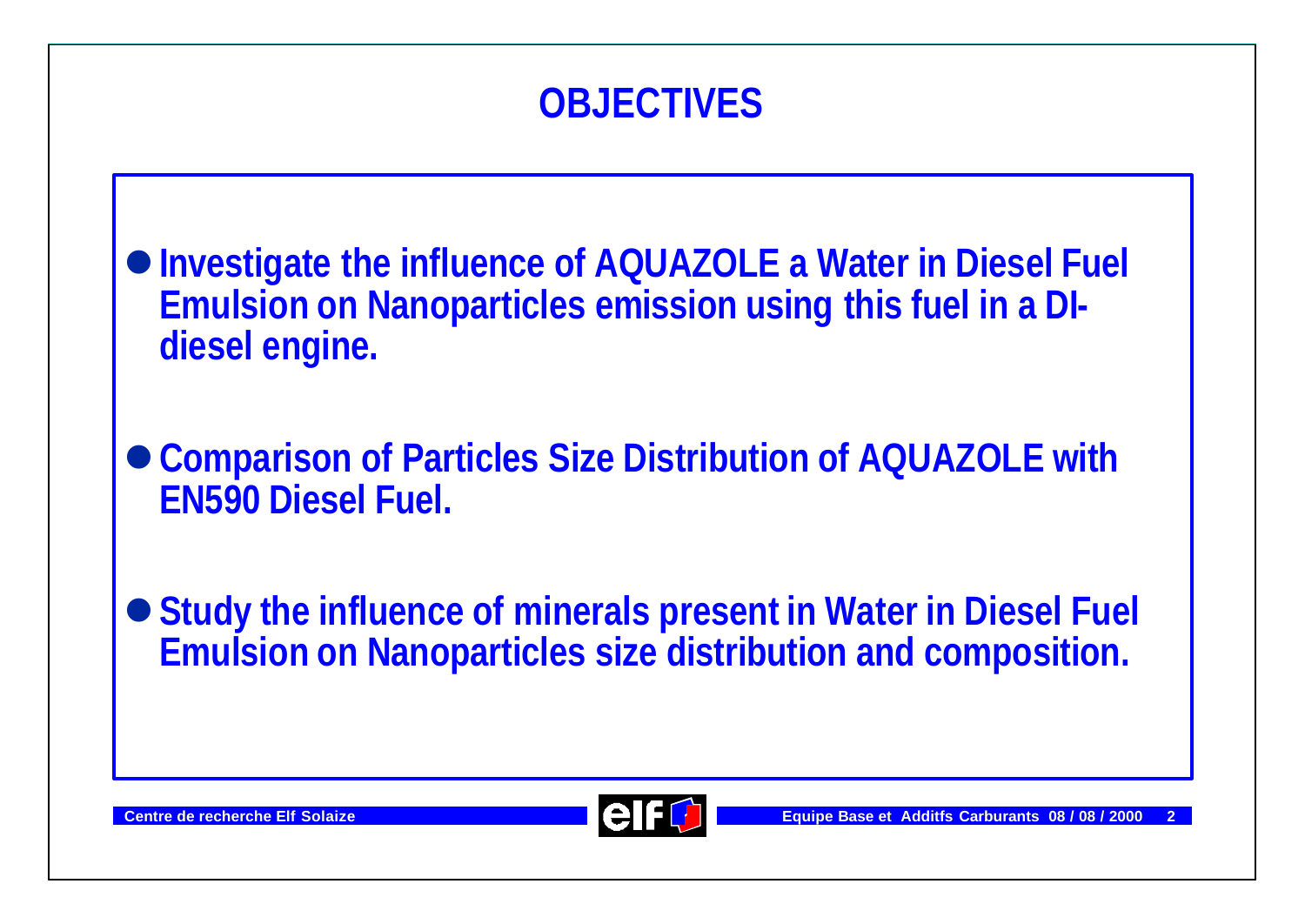# OBJECTIVES

- **Investigate the influence of AQUAZOLE a Water in Diesel Fuel Emulsion on Nanoparticles emission using this fuel in a DI-diesel engine.**

- **Comparison of Particles Size Distribution of AQUAZOLE with EN590 Diesel Fuel.**

- **Study the influence of minerals present in Water in Diesel Fuel Emulsion on Nanoparticles size distribution and composition.**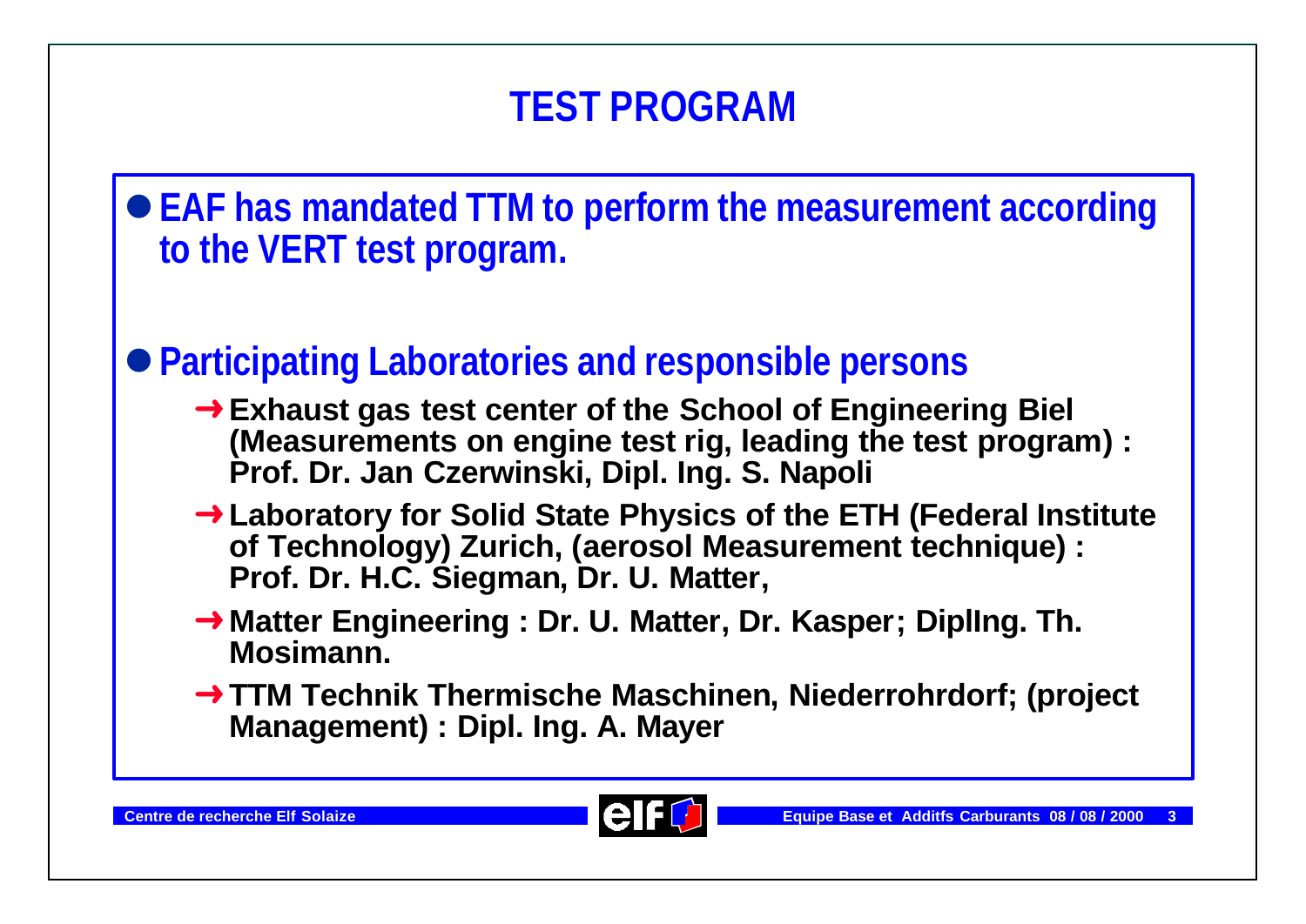# TEST PROGRAM

- **EAF has mandated TTM to perform the measurement according to the VERT test program.**

- **Participating Laboratories and responsible persons**
  - **Exhaust gas test center of the School of Engineering Biel (Measurements on engine test rig, leading the test program) : Prof. Dr. Jan Czerwinski, Dipl. Ing. S. Napoli**
  - **Laboratory for Solid State Physics of the ETH (Federal Institute of Technology) Zurich, (aerosol Measurement technique) : Prof. Dr. H.C. Siegman, Dr. U. Matter,**
  - **Matter Engineering : Dr. U. Matter, Dr. Kasper; DiplIng. Th. Mosimann.**
  - **TTM Technik Thermische Maschinen, Niederrohrdorf; (project Management) : Dipl. Ing. A. Mayer**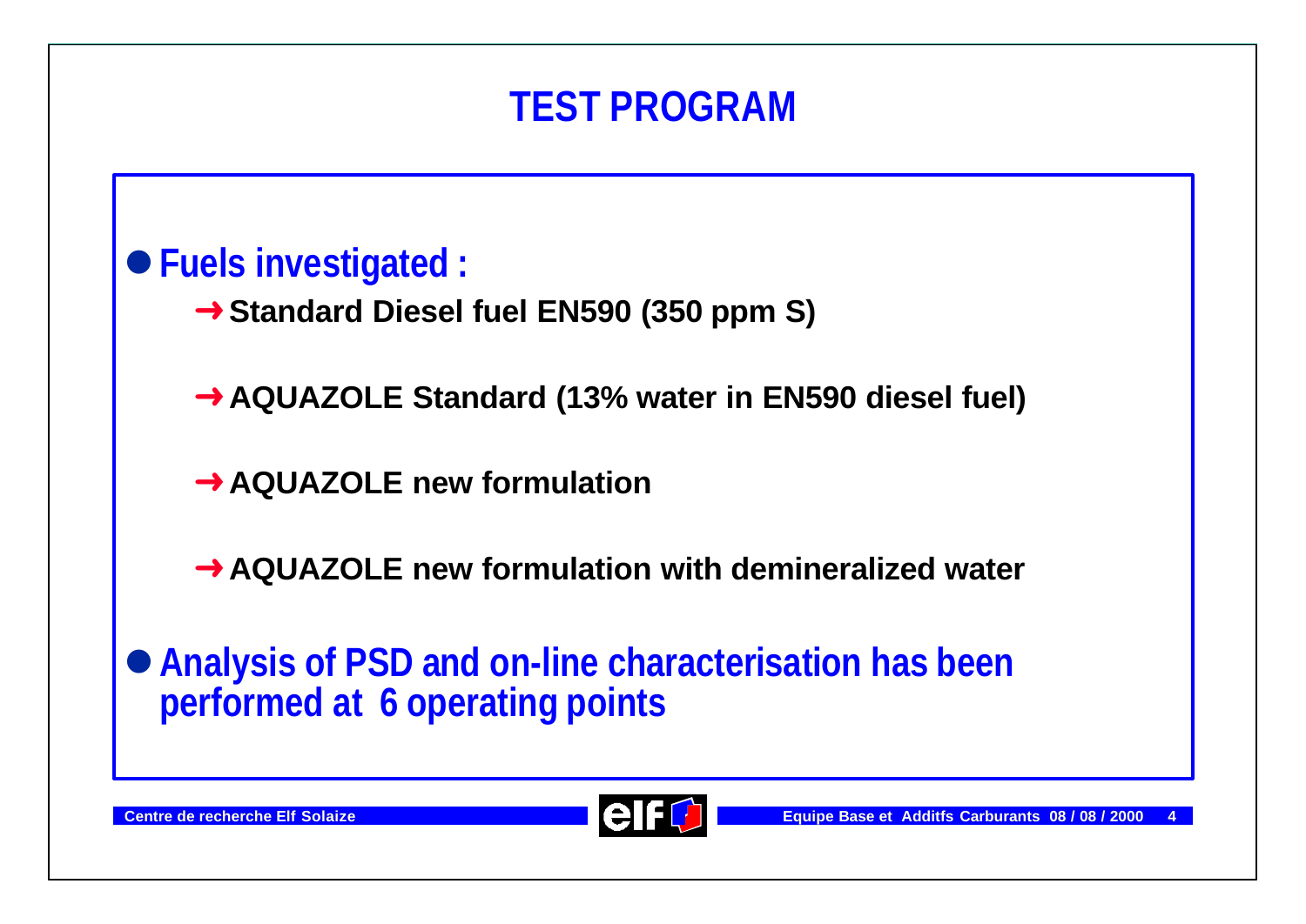# TEST PROGRAM

- **Fuels investigated :**
  - → **Standard Diesel fuel EN590 (350 ppm S)**
  - → **AQUAZOLE Standard (13% water in EN590 diesel fuel)**
  - → **AQUAZOLE new formulation**
  - → **AQUAZOLE new formulation with demineralized water**
- **Analysis of PSD and on-line characterisation has been performed at 6 operating points**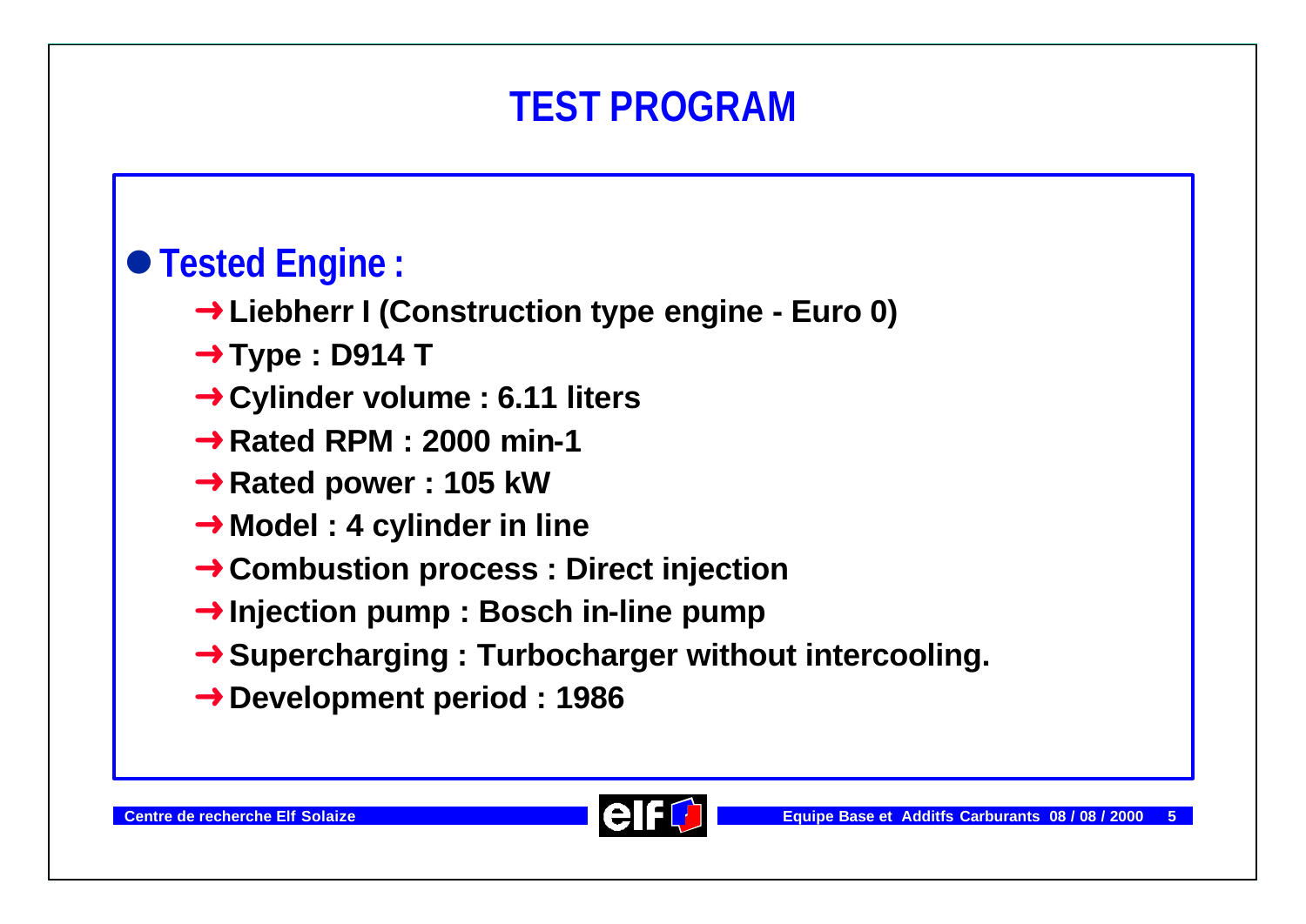# TEST PROGRAM

## Tested Engine :

- Liebherr I (Construction type engine - Euro 0)
- Type : D914 T
- Cylinder volume : 6.11 liters
- Rated RPM : 2000 min-1
- Rated power : 105 kW
- Model : 4 cylinder in line
- Combustion process : Direct injection
- Injection pump : Bosch in-line pump
- Supercharging : Turbocharger without intercooling.
- Development period : 1986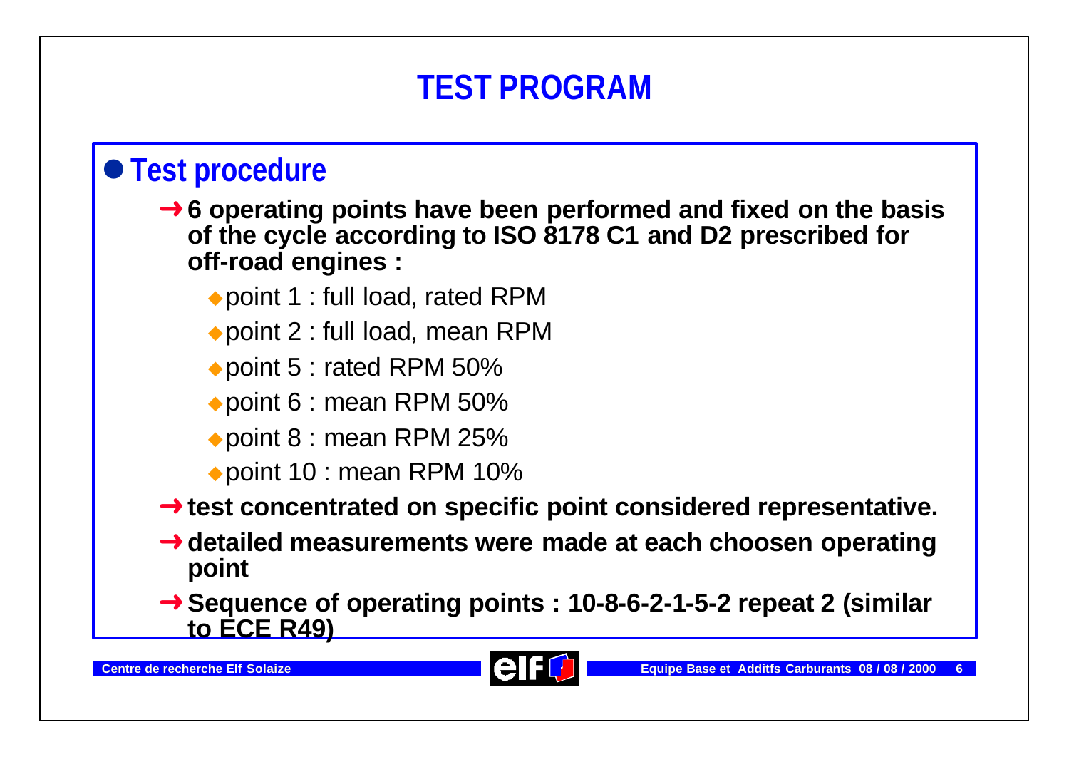# TEST PROGRAM

## Test procedure

- **6 operating points have been performed and fixed on the basis of the cycle according to ISO 8178 C1 and D2 prescribed for off-road engines :**
  - point 1 : full load, rated RPM
  - point 2 : full load, mean RPM
  - point 5 : rated RPM 50%
  - point 6 : mean RPM 50%
  - point 8 : mean RPM 25%
  - point 10 : mean RPM 10%
- **test concentrated on specific point considered representative.**
- **detailed measurements were made at each choosen operating point**
- **Sequence of operating points : 10-8-6-2-1-5-2 repeat 2 (similar to ECE R49)**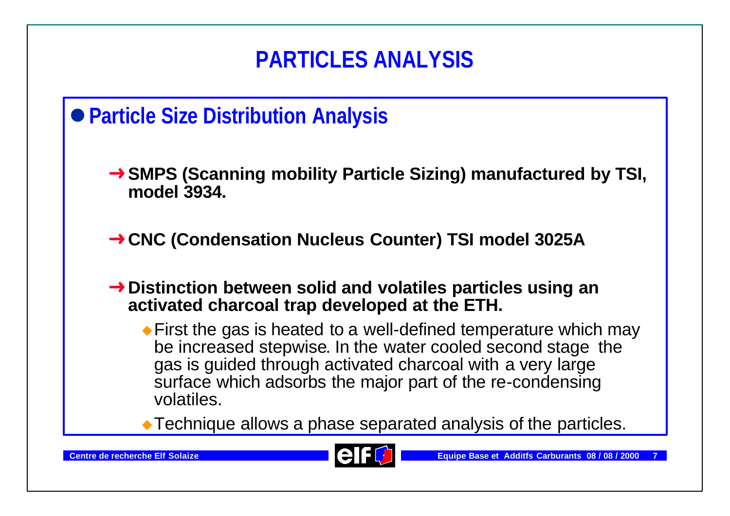# PARTICLES ANALYSIS

## Particle Size Distribution Analysis

- **SMPS (Scanning mobility Particle Sizing) manufactured by TSI, model 3934.**
- **CNC (Condensation Nucleus Counter) TSI model 3025A**
- **Distinction between solid and volatiles particles using an activated charcoal trap developed at the ETH.**
  - First the gas is heated to a well-defined temperature which may be increased stepwise. In the water cooled second stage the gas is guided through activated charcoal with a very large surface which adsorbs the major part of the re-condensing volatiles.
  - Technique allows a phase separated analysis of the particles.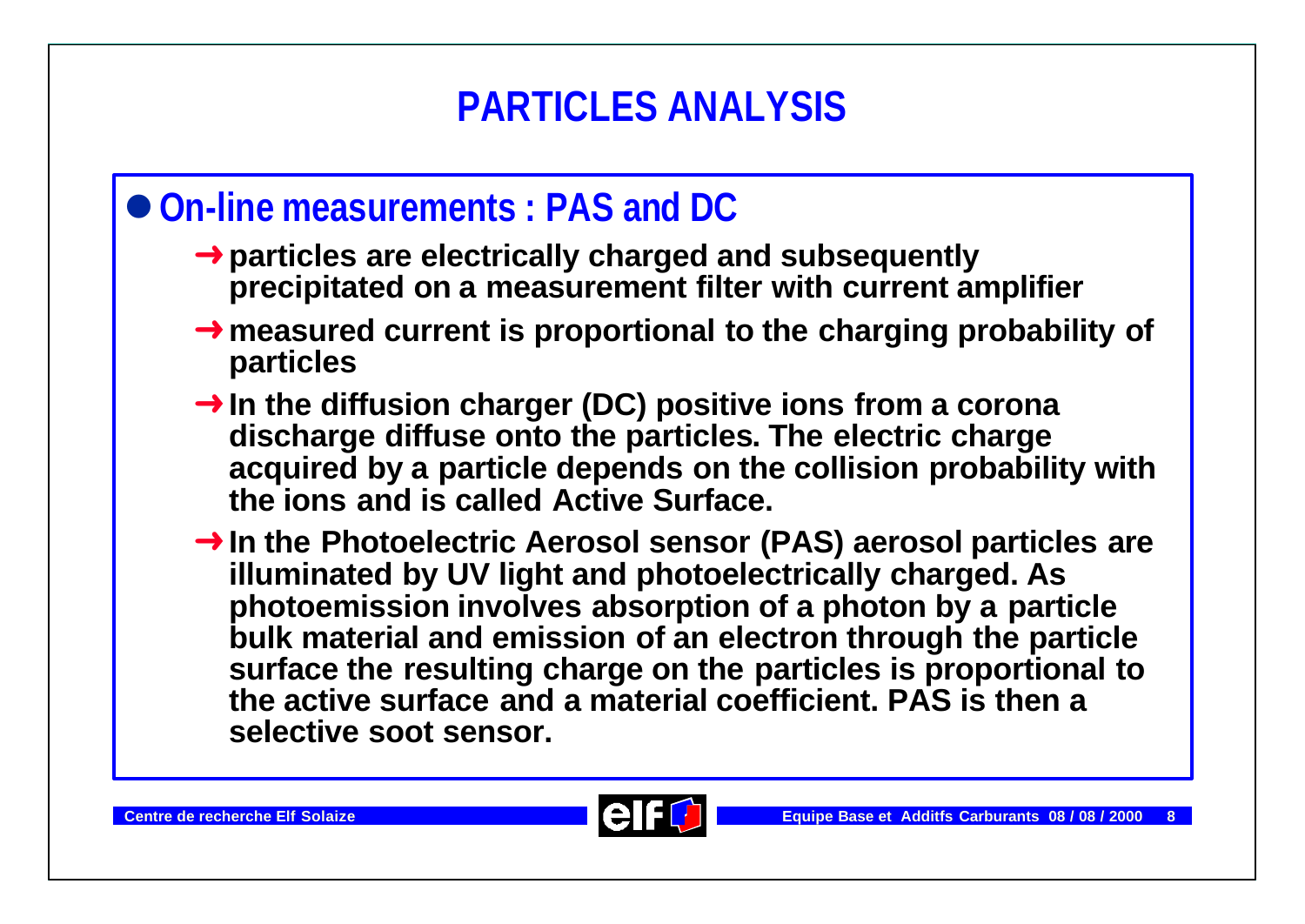# PARTICLES ANALYSIS

## On-line measurements : PAS and DC

- **particles are electrically charged and subsequently precipitated on a measurement filter with current amplifier**
- **measured current is proportional to the charging probability of particles**
- **In the diffusion charger (DC) positive ions from a corona discharge diffuse onto the particles. The electric charge acquired by a particle depends on the collision probability with the ions and is called Active Surface.**
- **In the Photoelectric Aerosol sensor (PAS) aerosol particles are illuminated by UV light and photoelectrically charged. As photoemission involves absorption of a photon by a particle bulk material and emission of an electron through the particle surface the resulting charge on the particles is proportional to the active surface and a material coefficient. PAS is then a selective soot sensor.**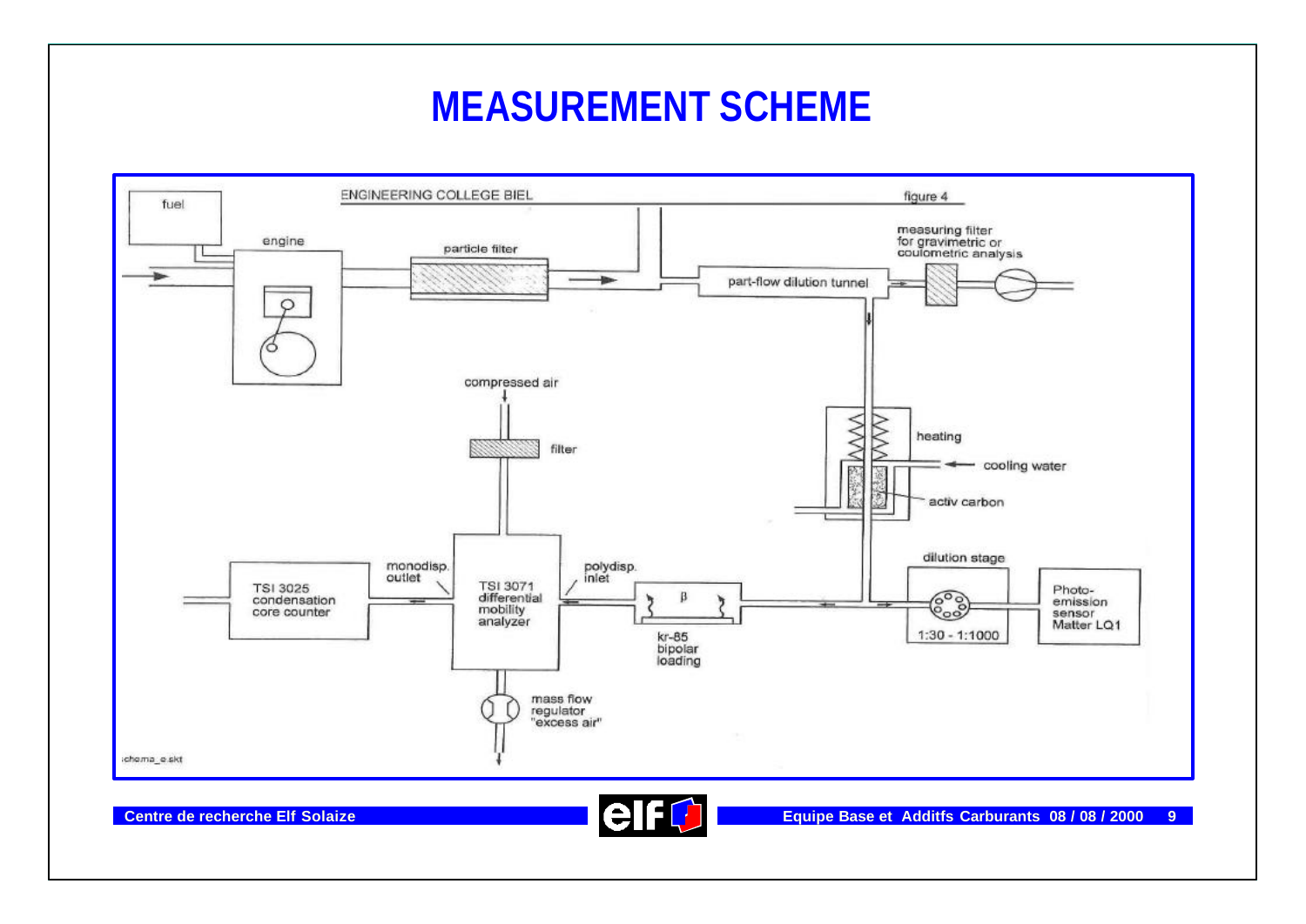# MEASUREMENT SCHEME

ENGINEERING COLLEGE BIEL

figure 4

fuel

engine

particle filter

part-flow dilution tunnel

measuring filter for gravimetric or coulometric analysis

compressed air

filter

heating

cooling water

activ carbon

dilution stage

1:30 - 1:1000

Photo-emission sensor Matter LQ1

TSI 3025 condensation core counter

monodisp. outlet

TSI 3071 differential mobility analyzer

polydisp. inlet

β

kr-85 bipolar loading

mass flow regulator "excess air"

schema_e.skt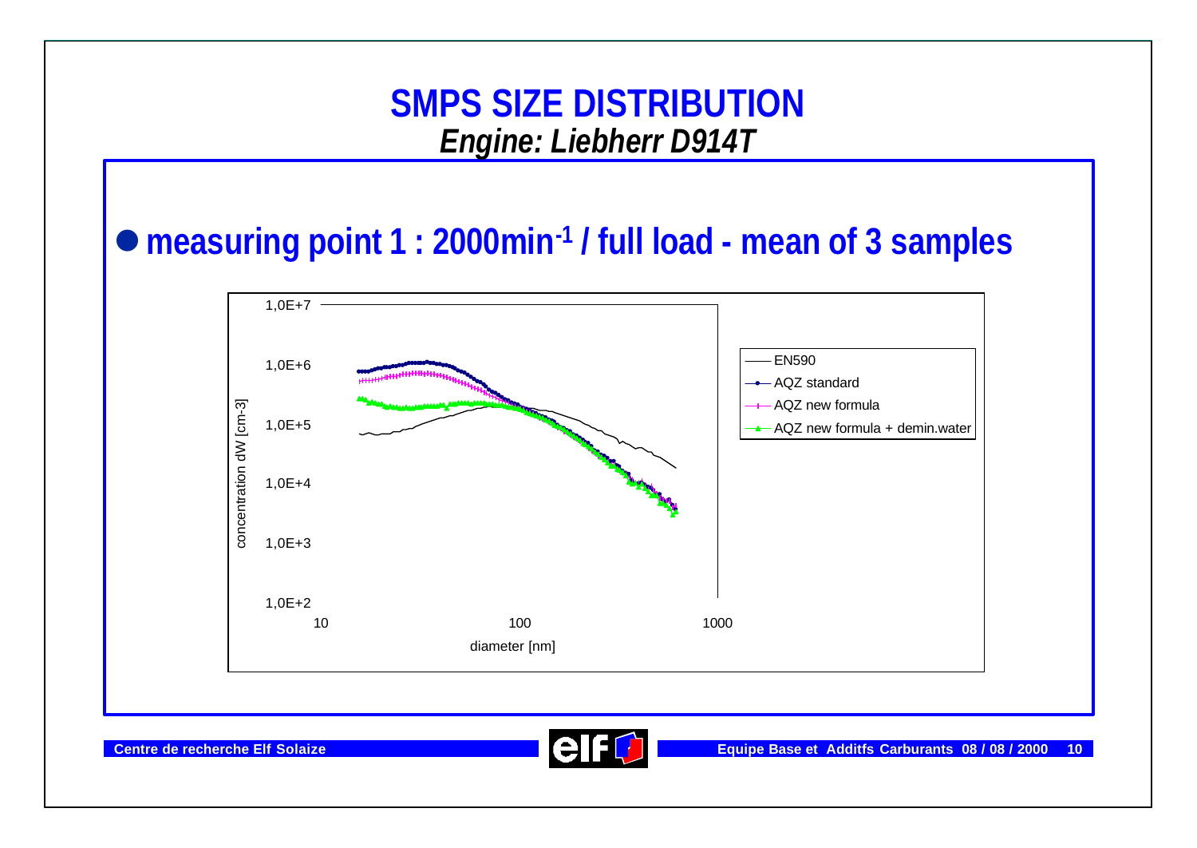# SMPS SIZE DISTRIBUTION

## *Engine: Liebherr D914T*

- **measuring point 1 : 2000min$^{-1}$ / full load - mean of 3 samples**

concentration dW [cm-3]

1,0E+7
1,0E+6
1,0E+5
1,0E+4
1,0E+3
1,0E+2

10 100 1000

diameter [nm]

- EN590
- AQZ standard
- AQZ new formula
- AQZ new formula + demin.water

Centre de recherche Elf Solaize

Equipe Base et Additfs Carburants 08 / 08 / 2000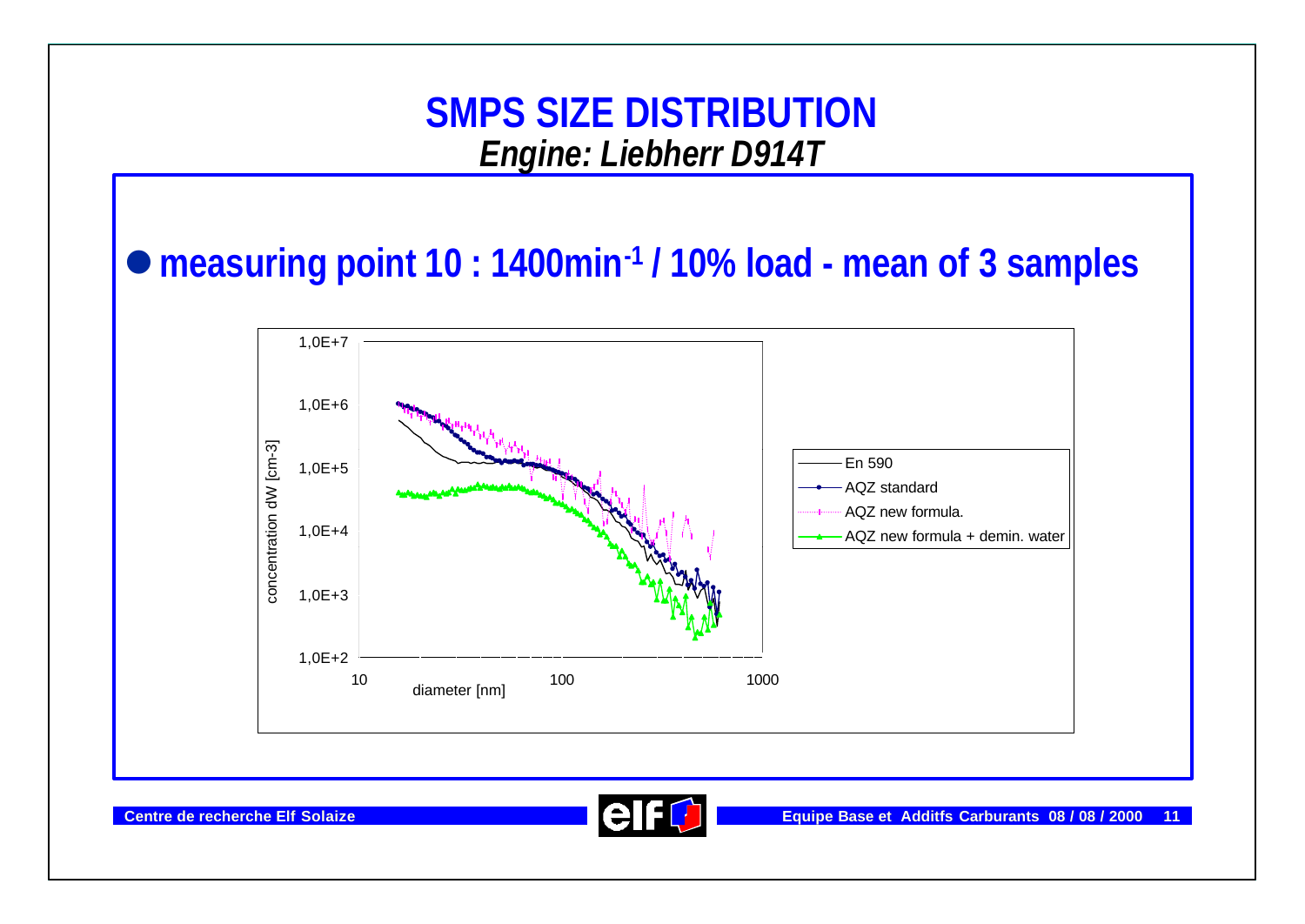# SMPS SIZE DISTRIBUTION

## *Engine: Liebherr D914T*

- **measuring point 10 : 1400min$^{-1}$ / 10% load - mean of 3 samples**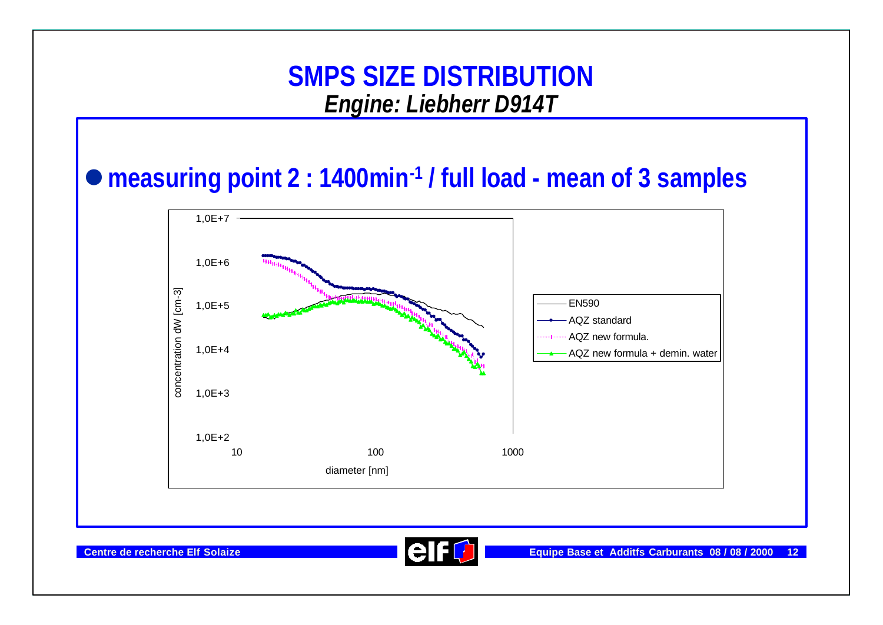# SMPS SIZE DISTRIBUTION

## *Engine: Liebherr D914T*

- **measuring point 2 : 1400min$^{-1}$ / full load - mean of 3 samples**

concentration dW [cm-3]

1,0E+7

1,0E+6

1,0E+5

1,0E+4

1,0E+3

1,0E+2

10 100 1000

diameter [nm]

EN590

AQZ standard

AQZ new formula.

AQZ new formula + demin. water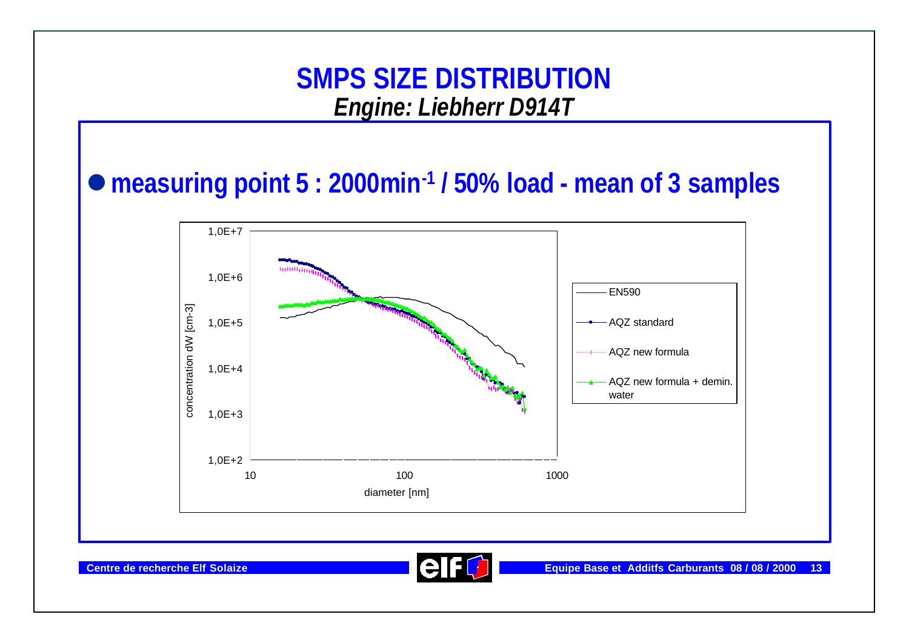# SMPS SIZE DISTRIBUTION

## *Engine: Liebherr D914T*

- **measuring point 5 : 2000min$^{-1}$ / 50% load - mean of 3 samples**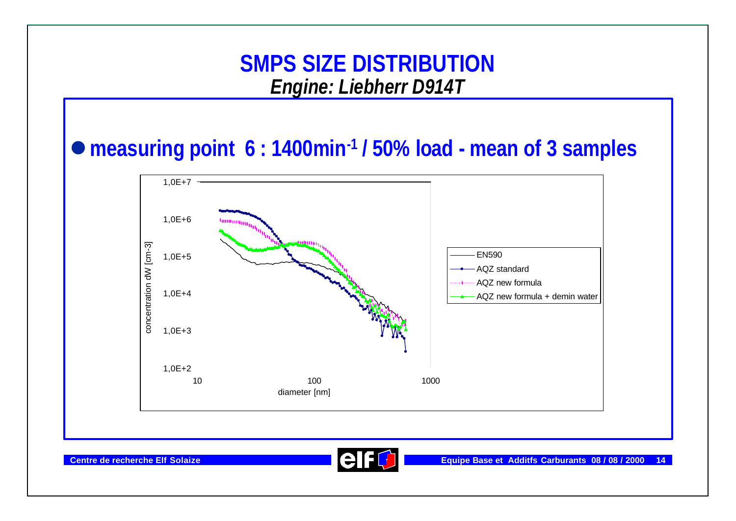# SMPS SIZE DISTRIBUTION

## *Engine: Liebherr D914T*

- **measuring point 6 : 1400min$^{-1}$ / 50% load - mean of 3 samples**

concentration dW [cm-3]

1,0E+7

1,0E+6

1,0E+5

1,0E+4

1,0E+3

1,0E+2

10 100 1000

diameter [nm]

- EN590
- AQZ standard
- AQZ new formula
- AQZ new formula + demin water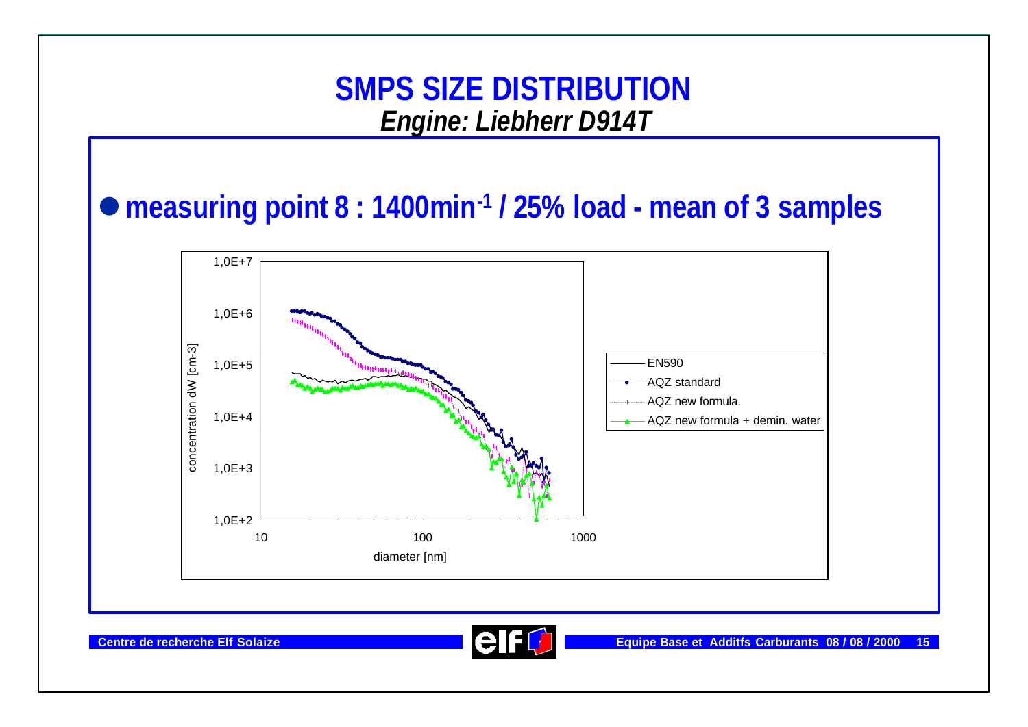# SMPS SIZE DISTRIBUTION

## *Engine: Liebherr D914T*

- **measuring point 8 : 1400min$^{-1}$ / 25% load - mean of 3 samples**

concentration dW [cm-3]

1,0E+7

1,0E+6

1,0E+5

1,0E+4

1,0E+3

1,0E+2

10 100 1000

diameter [nm]

EN590

AQZ standard

AQZ new formula.

AQZ new formula + demin. water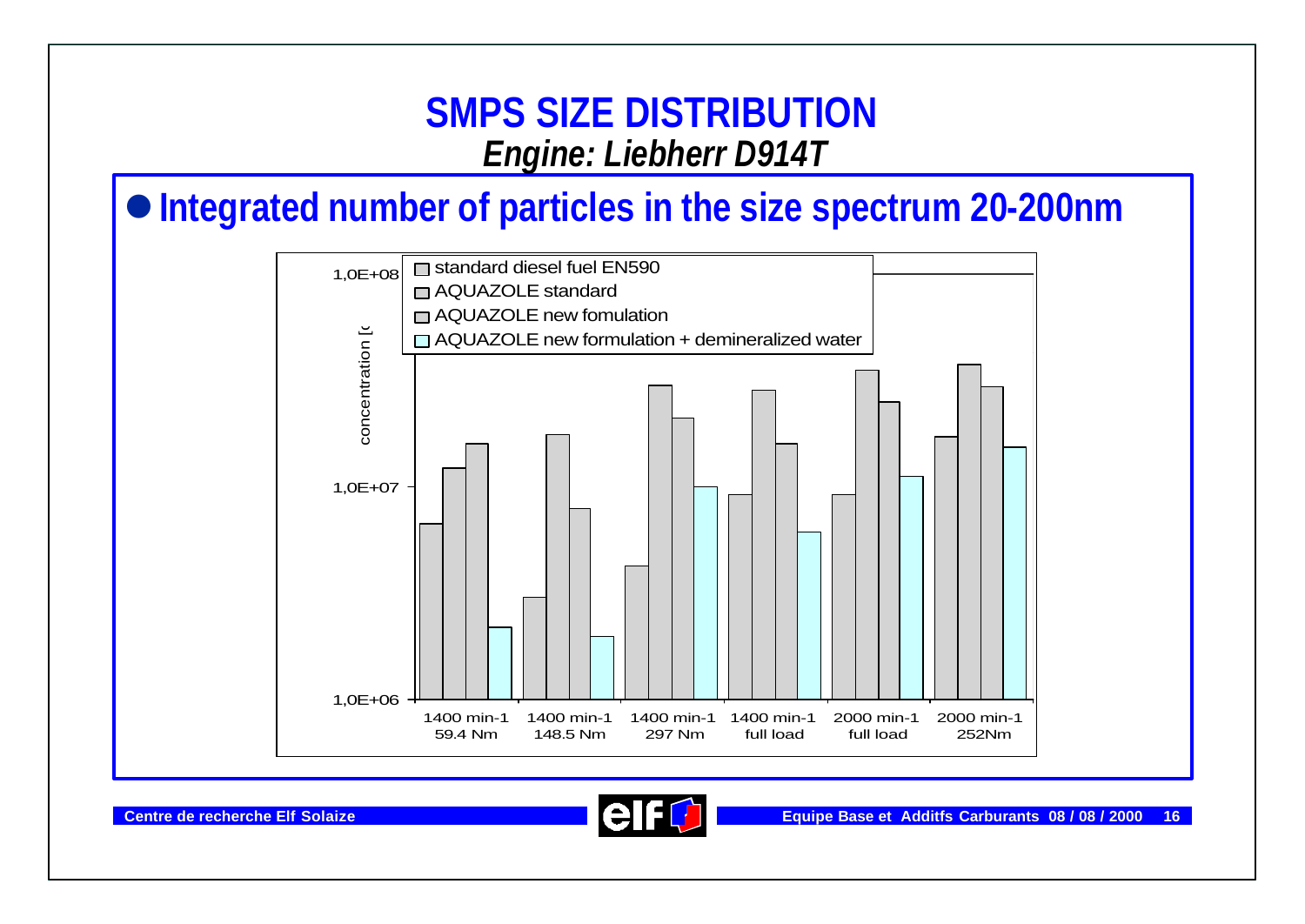# SMPS SIZE DISTRIBUTION

## *Engine: Liebherr D914T*

- **Integrated number of particles in the size spectrum 20-200nm**

concentration [c

- standard diesel fuel EN590
- AQUAZOLE standard
- AQUAZOLE new fomulation
- AQUAZOLE new formulation + demineralized water

1,0E+08

1,0E+07

1,0E+06

1400 min-1 59.4 Nm | 1400 min-1 148.5 Nm | 1400 min-1 297 Nm | 1400 min-1 full load | 2000 min-1 full load | 2000 min-1 252Nm

Centre de recherche Elf Solaize

elf

Equipe Base et Additfs Carburants 08 / 08 / 2000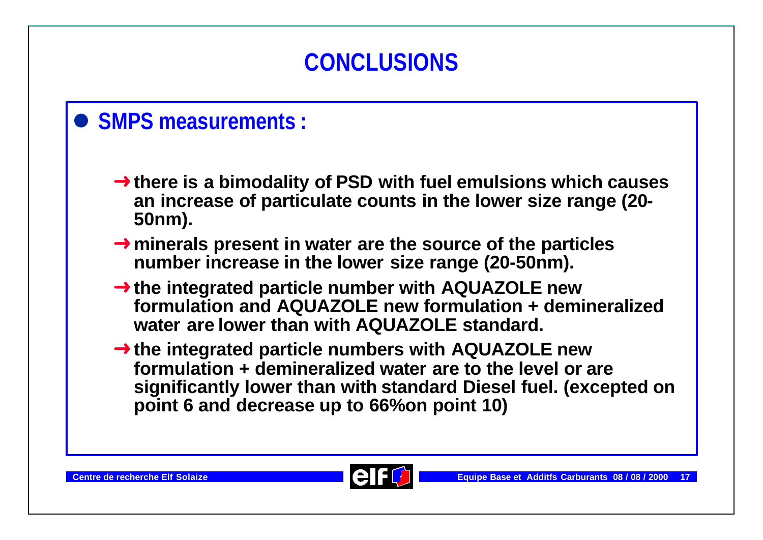# CONCLUSIONS

- **SMPS measurements :**

  - → **there is a bimodality of PSD with fuel emulsions which causes an increase of particulate counts in the lower size range (20-50nm).**
  - → **minerals present in water are the source of the particles number increase in the lower size range (20-50nm).**
  - → **the integrated particle number with AQUAZOLE new formulation and AQUAZOLE new formulation + demineralized water are lower than with AQUAZOLE standard.**
  - → **the integrated particle numbers with AQUAZOLE new formulation + demineralized water are to the level or are significantly lower than with standard Diesel fuel. (excepted on point 6 and decrease up to 66%on point 10)**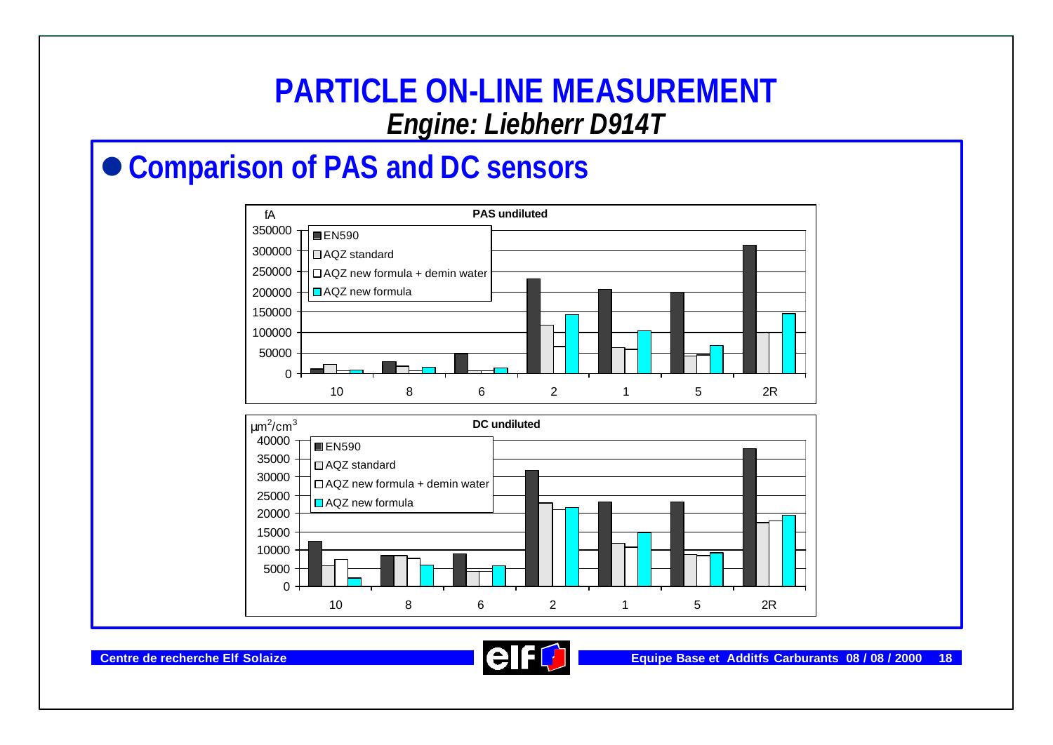# PARTICLE ON-LINE MEASUREMENT

***Engine: Liebherr D914T***

## ● Comparison of PAS and DC sensors

**PAS undiluted**

fA

Legend: EN590; AQZ standard; AQZ new formula + demin water; AQZ new formula

Y-axis: 0, 50000, 100000, 150000, 200000, 250000, 300000, 350000

X-axis: 10, 8, 6, 2, 1, 5, 2R

**DC undiluted**

$\mu m^2/cm^3$

Legend: EN590; AQZ standard; AQZ new formula + demin water; AQZ new formula

Y-axis: 0, 5000, 10000, 15000, 20000, 25000, 30000, 35000, 40000

X-axis: 10, 8, 6, 2, 1, 5, 2R

Centre de recherche Elf Solaize

Equipe Base et Additfs Carburants 08 / 08 / 2000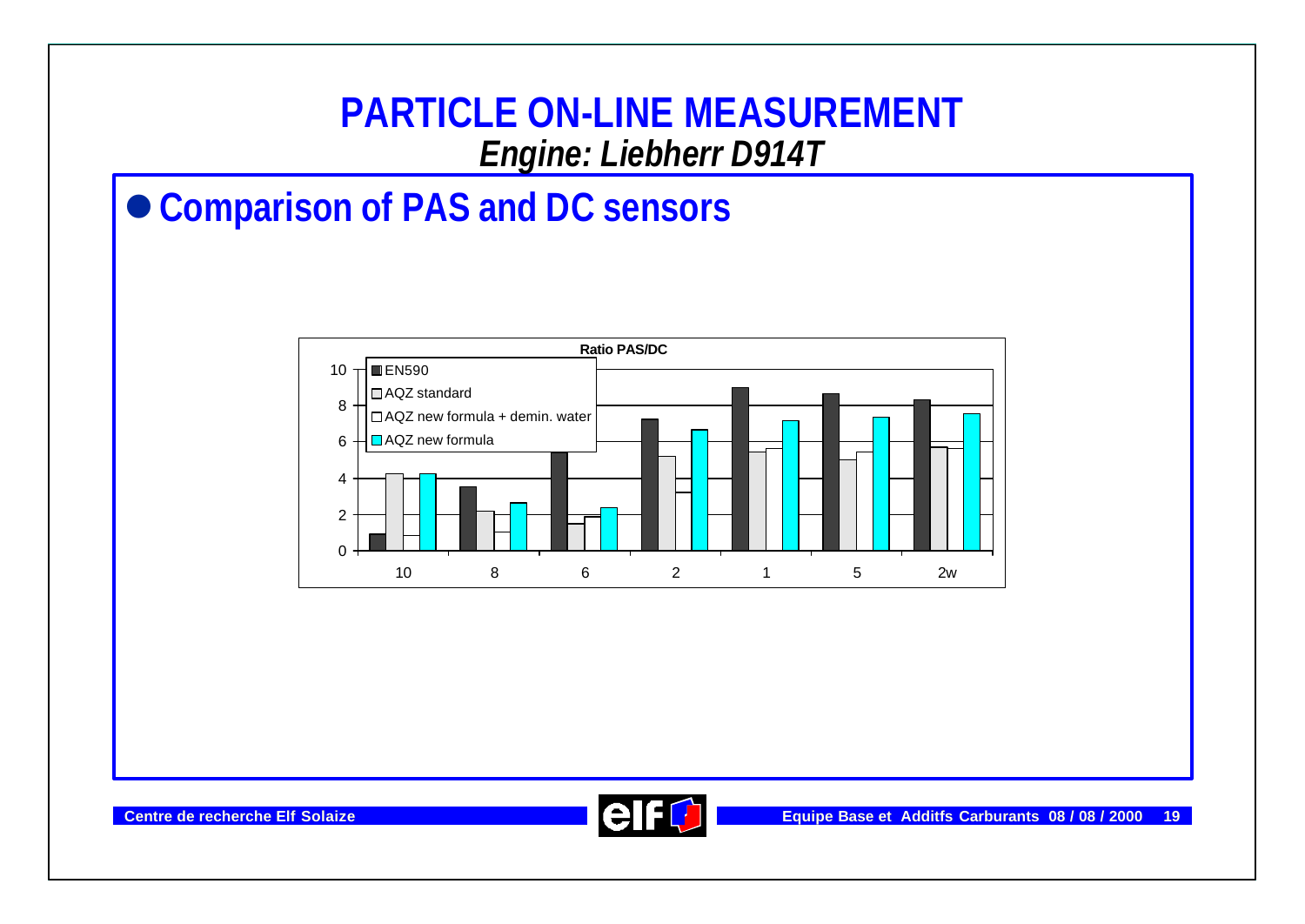# PARTICLE ON-LINE MEASUREMENT

***Engine: Liebherr D914T***

## ● Comparison of PAS and DC sensors

**Ratio PAS/DC**

Legend: EN590, AQZ standard, AQZ new formula + demin. water, AQZ new formula

X-axis: 10, 8, 6, 2, 1, 5, 2w

Y-axis: 0, 2, 4, 6, 8, 10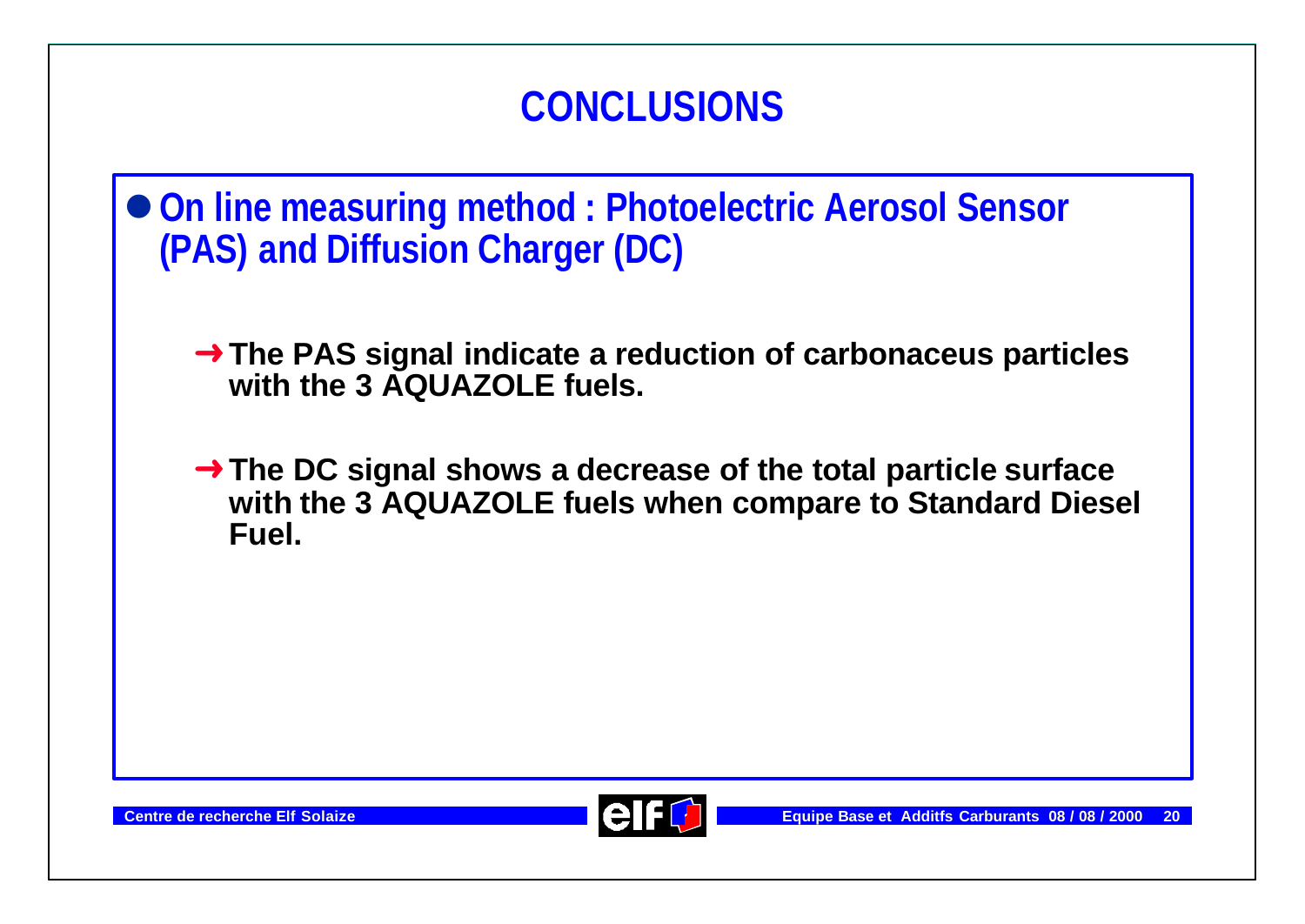# CONCLUSIONS

- **On line measuring method : Photoelectric Aerosol Sensor (PAS) and Diffusion Charger (DC)**

  - **The PAS signal indicate a reduction of carbonaceus particles with the 3 AQUAZOLE fuels.**

  - **The DC signal shows a decrease of the total particle surface with the 3 AQUAZOLE fuels when compare to Standard Diesel Fuel.**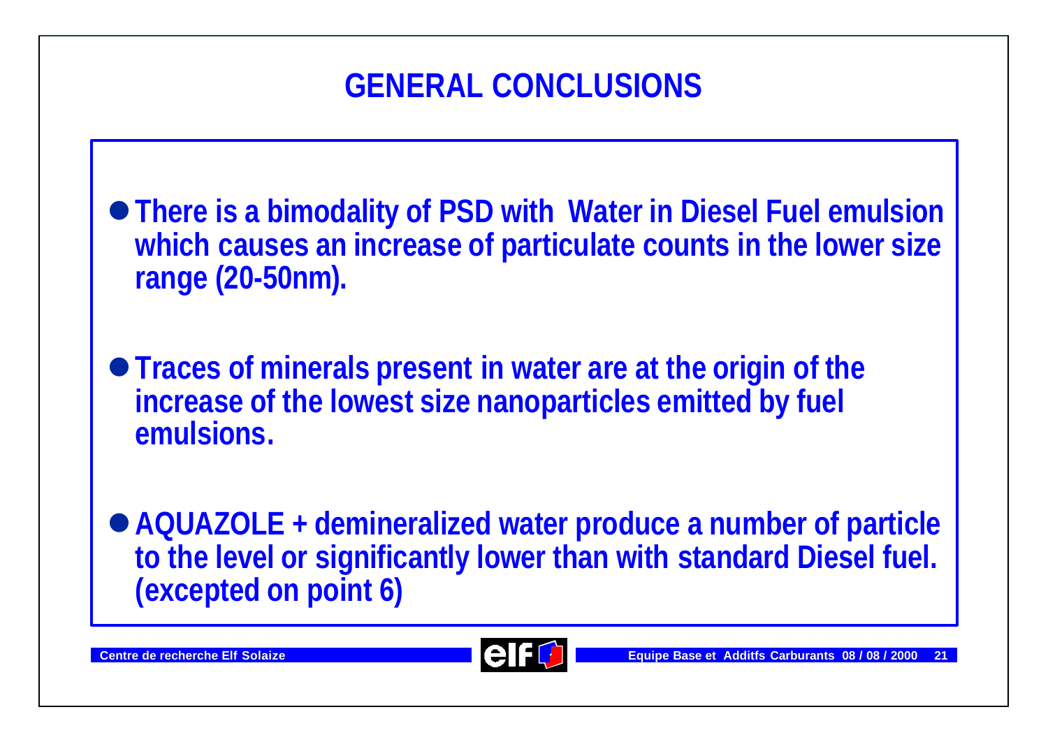# GENERAL CONCLUSIONS

- **There is a bimodality of PSD with Water in Diesel Fuel emulsion which causes an increase of particulate counts in the lower size range (20-50nm).**

- **Traces of minerals present in water are at the origin of the increase of the lowest size nanoparticles emitted by fuel emulsions.**

- **AQUAZOLE + demineralized water produce a number of particle to the level or significantly lower than with standard Diesel fuel. (excepted on point 6)**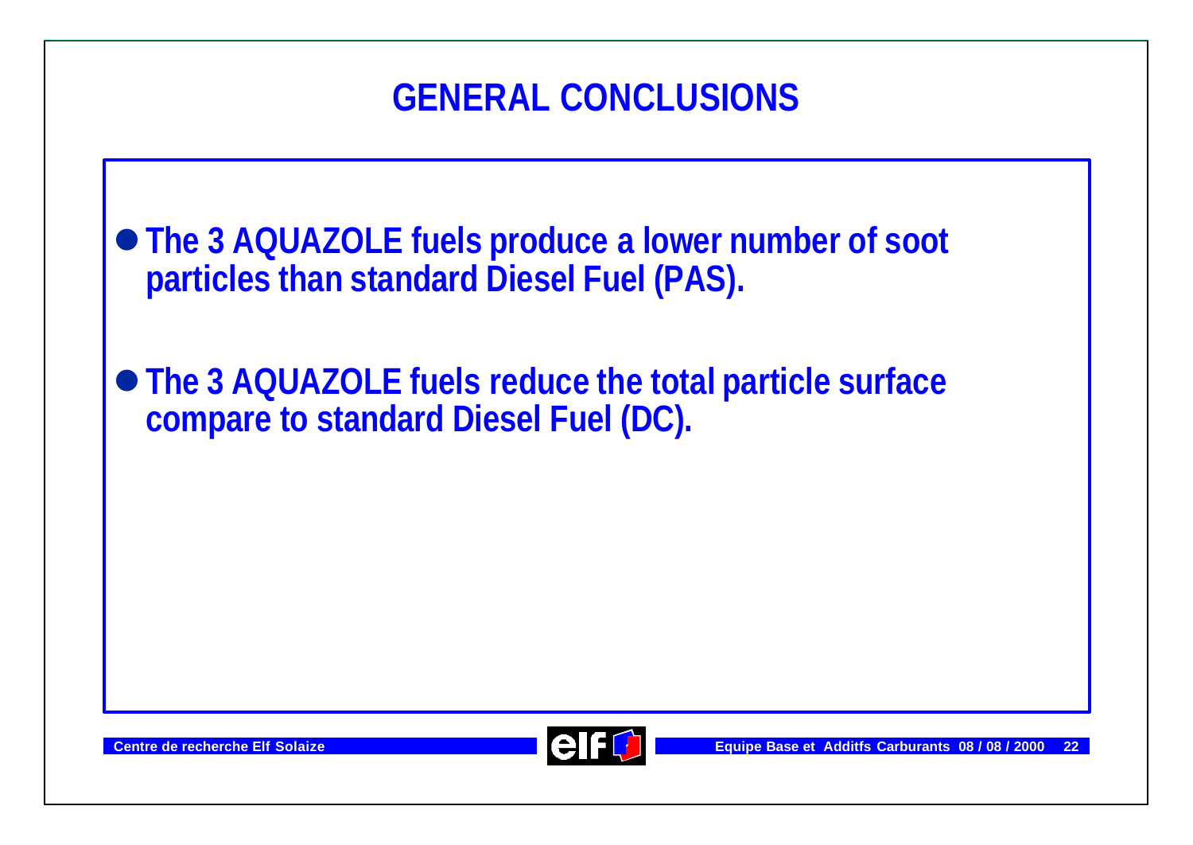# GENERAL CONCLUSIONS

- The 3 AQUAZOLE fuels produce a lower number of soot particles than standard Diesel Fuel (PAS).

- The 3 AQUAZOLE fuels reduce the total particle surface compare to standard Diesel Fuel (DC).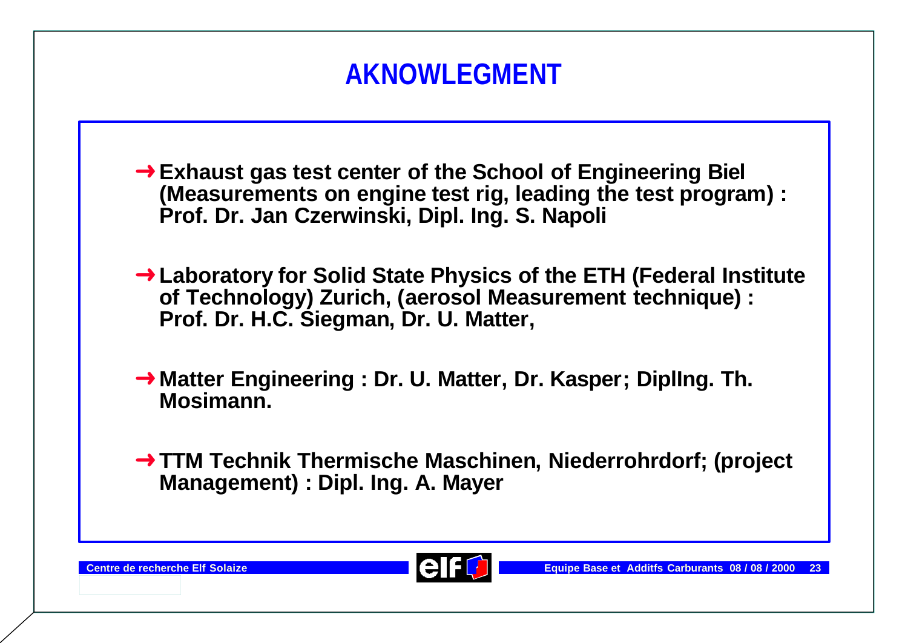# AKNOWLEGMENT

- Exhaust gas test center of the School of Engineering Biel (Measurements on engine test rig, leading the test program) : Prof. Dr. Jan Czerwinski, Dipl. Ing. S. Napoli

- Laboratory for Solid State Physics of the ETH (Federal Institute of Technology) Zurich, (aerosol Measurement technique) : Prof. Dr. H.C. Siegman, Dr. U. Matter,

- Matter Engineering : Dr. U. Matter, Dr. Kasper; DiplIng. Th. Mosimann.

- TTM Technik Thermische Maschinen, Niederrohrdorf; (project Management) : Dipl. Ing. A. Mayer